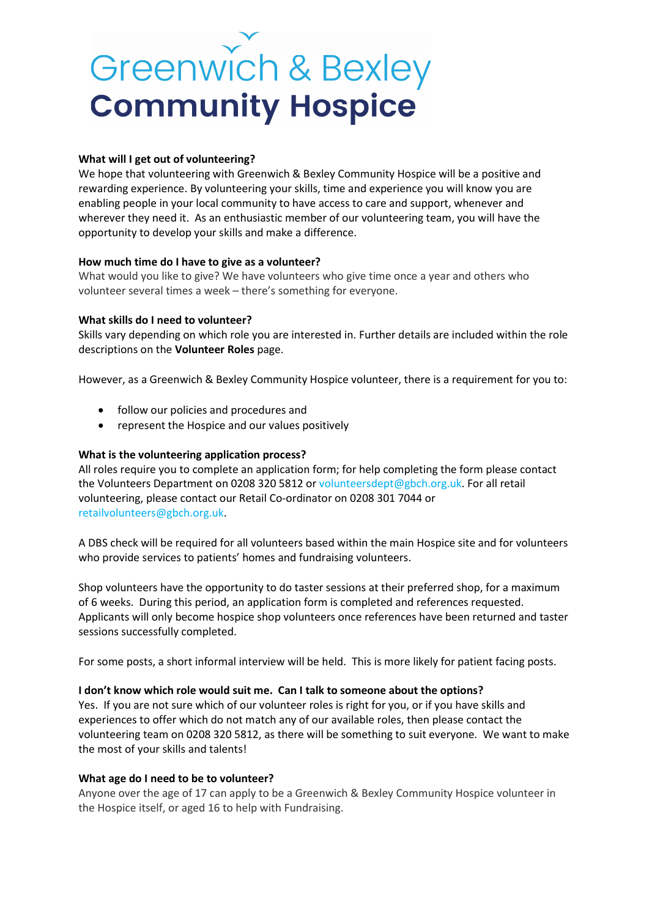# Greenwich & Bexley Community Hospice

**What will I get out of volunteering?**

We hope that volunteering with Greenwich & Bexley Community Hospice will be a positive and rewarding experience. By volunteering your skills, time and experience you will know you are enabling people in your local community to have access to care and support, whenever and wherever they need it. As an enthusiastic member of our volunteering team, you will have the opportunity to develop your skills and make a difference.

**How much time do I have to give as a volunteer?**

What would you like to give? We have volunteers who give time once a year and others who volunteer several times a week – there's something for everyone.

**What skills do I need to volunteer?**

Skills vary depending on which role you are interested in. Further details are included within the role descriptions on the **Volunteer Roles** page.

However, as a Greenwich & Bexley Community Hospice volunteer, there is a requirement for you to:

- follow our policies and procedures and
- represent the Hospice and our values positively

**What is the volunteering application process?**

All roles require you to complete an application form; for help completing the form please contact the Volunteers Department on 0208 320 5812 or volunteersdept@gbch.org.uk. For all retail volunteering, please contact our Retail Co-ordinator on 0208 301 7044 or retailvolunteers@gbch.org.uk.

A DBS check will be required for all volunteers based within the main Hospice site and for volunteers who provide services to patients' homes and fundraising volunteers.

Shop volunteers have the opportunity to do taster sessions at their preferred shop, for a maximum of 6 weeks. During this period, an application form is completed and references requested. Applicants will only become hospice shop volunteers once references have been returned and taster sessions successfully completed.

For some posts, a short informal interview will be held. This is more likely for patient facing posts.

**I don't know which role would suit me. Can I talk to someone about the options?**

Yes. If you are not sure which of our volunteer roles is right for you, or if you have skills and experiences to offer which do not match any of our available roles, then please contact the volunteering team on 0208 320 5812, as there will be something to suit everyone. We want to make the most of your skills and talents!

**What age do I need to be to volunteer?**

Anyone over the age of 17 can apply to be a Greenwich & Bexley Community Hospice volunteer in the Hospice itself, or aged 16 to help with Fundraising.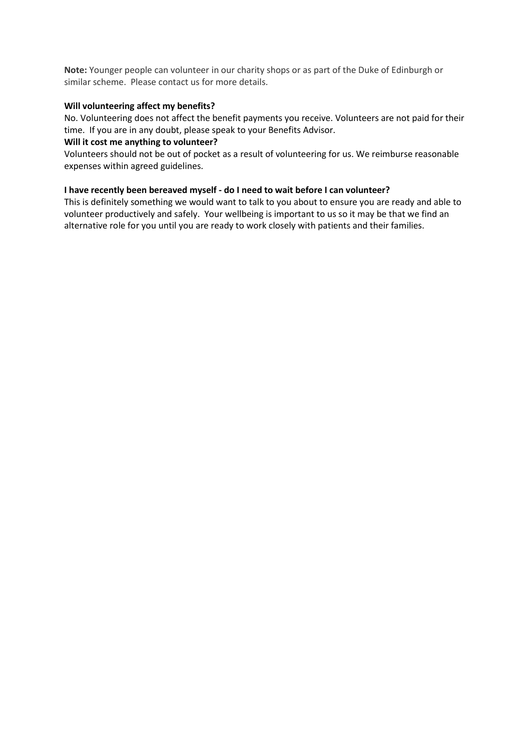**Note:** Younger people can volunteer in our charity shops or as part of the Duke of Edinburgh or similar scheme. Please contact us for more details.

**Will volunteering affect my benefits?**

No. Volunteering does not affect the benefit payments you receive. Volunteers are not paid for their time. If you are in any doubt, please speak to your Benefits Advisor.

**Will it cost me anything to volunteer?**

Volunteers should not be out of pocket as a result of volunteering for us. We reimburse reasonable expenses within agreed guidelines.

**I have recently been bereaved myself - do I need to wait before I can volunteer?**

This is definitely something we would want to talk to you about to ensure you are ready and able to volunteer productively and safely. Your wellbeing is important to us so it may be that we find an alternative role for you until you are ready to work closely with patients and their families.